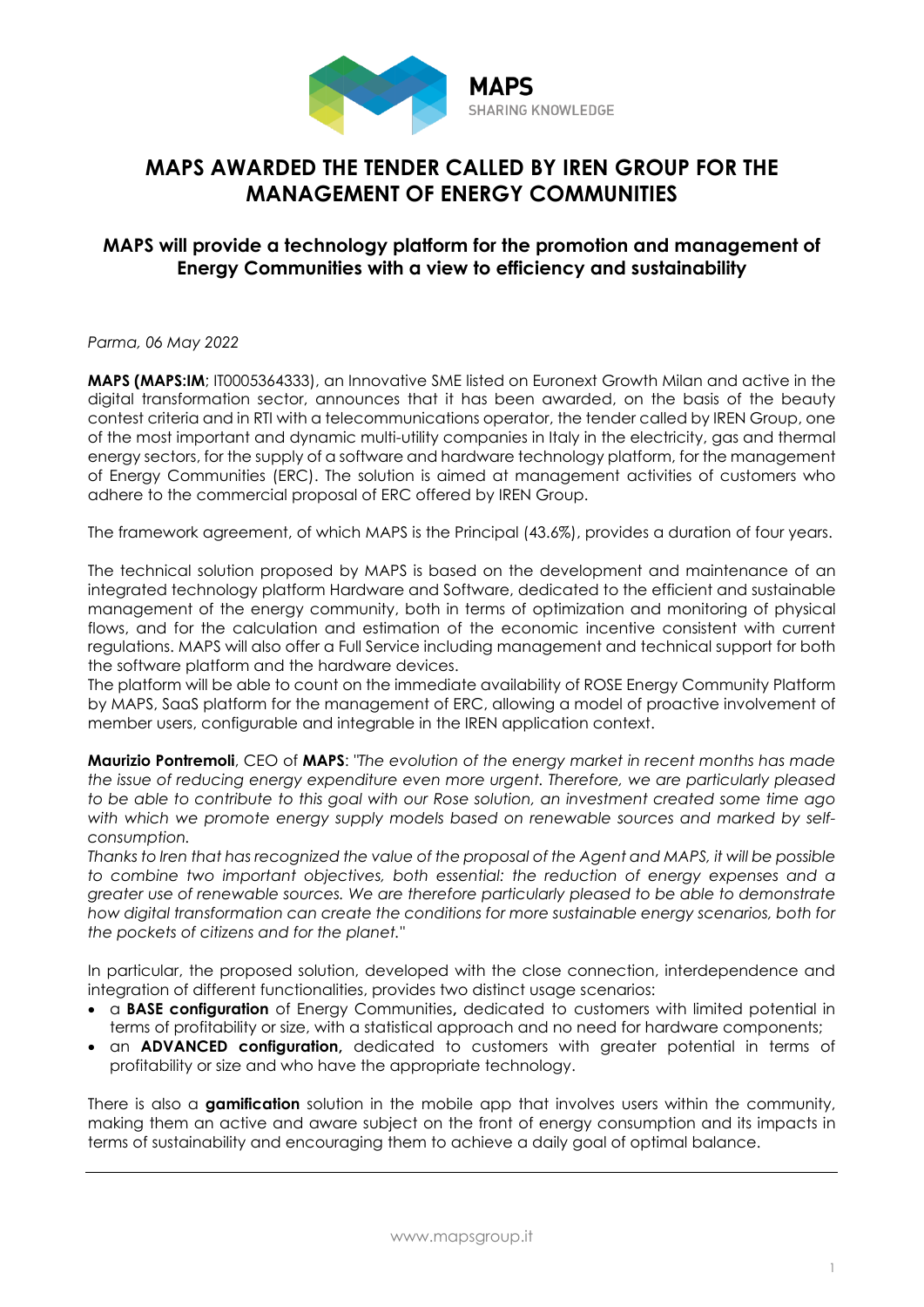# MAPS AWARDED THE TENDER CALLED BY IREN GROUP FOR THE MANAGEMENT OF ENERGY COMMUNITIES

## MAPS will provide a technology platform for the promotion and management of Energy Communities with a view to efficiency and sustainability

*Parma, 06 May 2022*

**MAPS (MAPS:IM**; IT0005364333), an Innovative SME listed on Euronext Growth Milan and active in the digital transformation sector, announces that it has been awarded, on the basis of the beauty contest criteria and in RTI with a telecommunications operator, the tender called by IREN Group, one of the most important and dynamic multi-utility companies in Italy in the electricity, gas and thermal energy sectors, for the supply of a software and hardware technology platform, for the management of Energy Communities (ERC). The solution is aimed at management activities of customers who adhere to the commercial proposal of ERC offered by IREN Group.

The framework agreement, of which MAPS is the Principal (43.6%), provides a duration of four years.

The technical solution proposed by MAPS is based on the development and maintenance of an integrated technology platform Hardware and Software, dedicated to the efficient and sustainable management of the energy community, both in terms of optimization and monitoring of physical flows, and for the calculation and estimation of the economic incentive consistent with current regulations. MAPS will also offer a Full Service including management and technical support for both the software platform and the hardware devices.

The platform will be able to count on the immediate availability of ROSE Energy Community Platform by MAPS, SaaS platform for the management of ERC, allowing a model of proactive involvement of member users, configurable and integrable in the IREN application context.

**Maurizio Pontremoli**, CEO of **MAPS**: *"The evolution of the energy market in recent months has made the issue of reducing energy expenditure even more urgent. Therefore, we are particularly pleased to be able to contribute to this goal with our Rose solution, an investment created some time ago with which we promote energy supply models based on renewable sources and marked by self-consumption.*

*Thanks to Iren that has recognized the value of the proposal of the Agent and MAPS, it will be possible to combine two important objectives, both essential: the reduction of energy expenses and a greater use of renewable sources. We are therefore particularly pleased to be able to demonstrate how digital transformation can create the conditions for more sustainable energy scenarios, both for the pockets of citizens and for the planet."*

In particular, the proposed solution, developed with the close connection, interdependence and integration of different functionalities, provides two distinct usage scenarios:

- a **BASE configuration** of Energy Communities**,** dedicated to customers with limited potential in terms of profitability or size, with a statistical approach and no need for hardware components;
- an **ADVANCED configuration,** dedicated to customers with greater potential in terms of profitability or size and who have the appropriate technology.

There is also a **gamification** solution in the mobile app that involves users within the community, making them an active and aware subject on the front of energy consumption and its impacts in terms of sustainability and encouraging them to achieve a daily goal of optimal balance.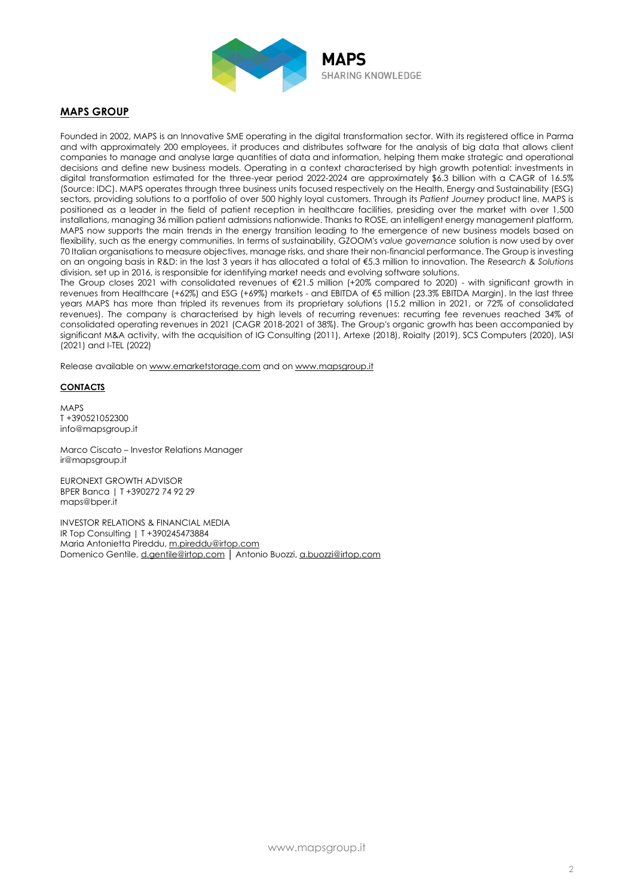## MAPS GROUP

Founded in 2002, MAPS is an Innovative SME operating in the digital transformation sector. With its registered office in Parma and with approximately 200 employees, it produces and distributes software for the analysis of big data that allows client companies to manage and analyse large quantities of data and information, helping them make strategic and operational decisions and define new business models. Operating in a context characterised by high growth potential: investments in digital transformation estimated for the three-year period 2022-2024 are approximately $6.3 billion with a CAGR of 16.5% (Source: IDC). MAPS operates through three business units focused respectively on the Health, Energy and Sustainability (ESG) sectors, providing solutions to a portfolio of over 500 highly loyal customers. Through its *Patient Journey* product line, MAPS is positioned as a leader in the field of patient reception in healthcare facilities, presiding over the market with over 1,500 installations, managing 36 million patient admissions nationwide. Thanks to ROSE, an intelligent energy management platform, MAPS now supports the main trends in the energy transition leading to the emergence of new business models based on flexibility, such as the energy communities. In terms of sustainability, GZOOM's *value governance* solution is now used by over 70 Italian organisations to measure objectives, manage risks, and share their non-financial performance. The Group is investing on an ongoing basis in R&D: in the last 3 years it has allocated a total of €5.3 million to innovation. The *Research & Solutions* division, set up in 2016, is responsible for identifying market needs and evolving software solutions.
The Group closes 2021 with consolidated revenues of €21.5 million (+20% compared to 2020) - with significant growth in revenues from Healthcare (+62%) and ESG (+69%) markets - and EBITDA of €5 million (23.3% EBITDA Margin). In the last three years MAPS has more than tripled its revenues from its proprietary solutions (15.2 million in 2021, or 72% of consolidated revenues). The company is characterised by high levels of recurring revenues: recurring fee revenues reached 34% of consolidated operating revenues in 2021 (CAGR 2018-2021 of 38%). The Group's organic growth has been accompanied by significant M&A activity, with the acquisition of IG Consulting (2011), Artexe (2018), Roialty (2019), SCS Computers (2020), IASI (2021) and I-TEL (2022)

Release available on www.emarketstorage.com and on www.mapsgroup.it

**CONTACTS**

MAPS
T +390521052300
info@mapsgroup.it

Marco Ciscato – Investor Relations Manager
ir@mapsgroup.it

EURONEXT GROWTH ADVISOR
BPER Banca | T +390272 74 92 29
maps@bper.it

INVESTOR RELATIONS & FINANCIAL MEDIA
IR Top Consulting | T +390245473884
Maria Antonietta Pireddu, m.pireddu@irtop.com
Domenico Gentile, d.gentile@irtop.com | Antonio Buozzi, a.buozzi@irtop.com